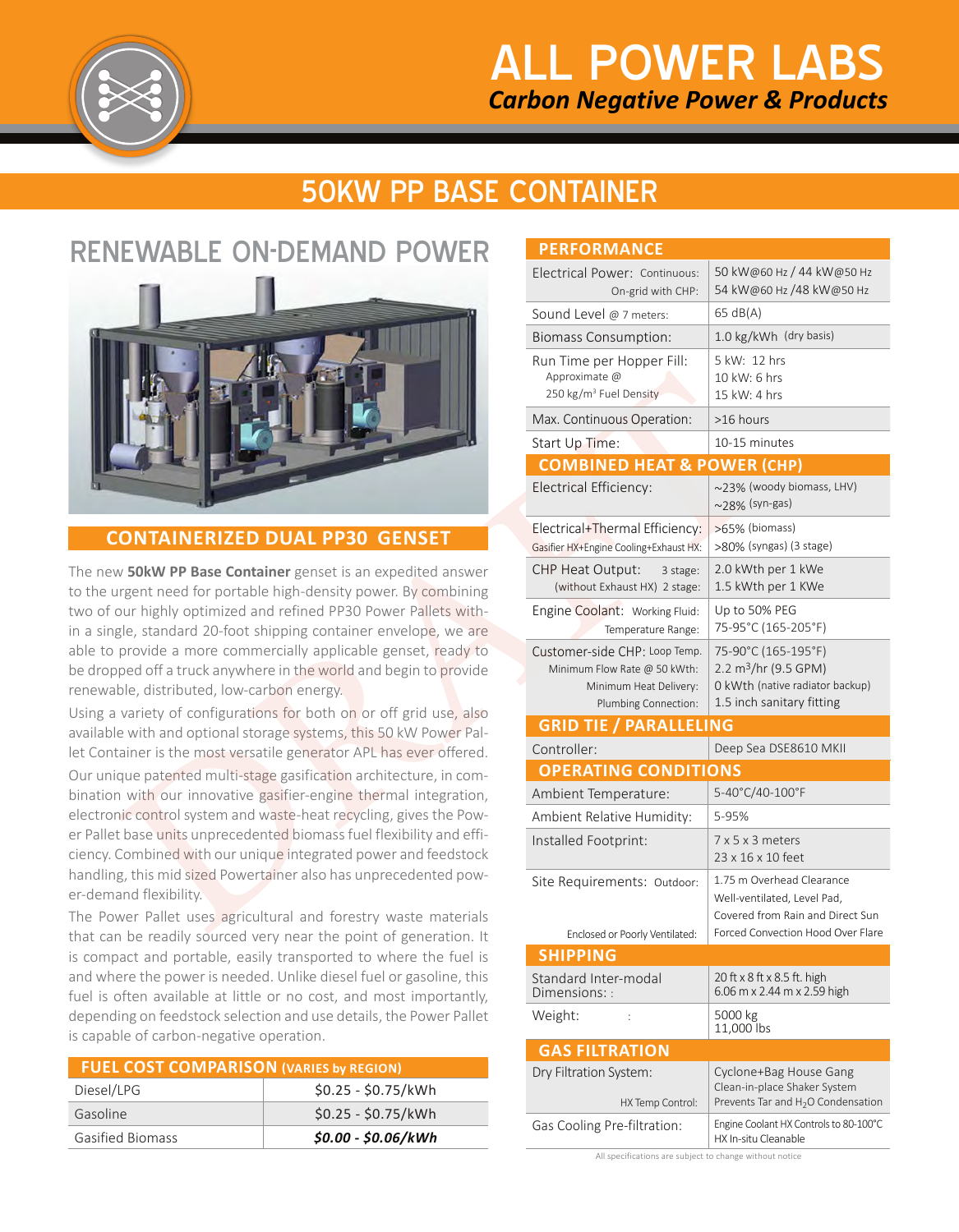# ALL POWER LABS

***Carbon Negative Power & Products***

## 50KW PP BASE CONTAINER

## RENEWABLE ON-DEMAND POWER

### CONTAINERIZED DUAL PP30 GENSET

The new **50kW PP Base Container** genset is an expedited answer to the urgent need for portable high-density power. By combining two of our highly optimized and refined PP30 Power Pallets within a single, standard 20-foot shipping container envelope, we are able to provide a more commercially applicable genset, ready to be dropped off a truck anywhere in the world and begin to provide renewable, distributed, low-carbon energy.

Using a variety of configurations for both on or off grid use, also available with and optional storage systems, this 50 kW Power Pallet Container is the most versatile generator APL has ever offered.

Our unique patented multi-stage gasification architecture, in combination with our innovative gasifier-engine thermal integration, electronic control system and waste-heat recycling, gives the Power Pallet base units unprecedented biomass fuel flexibility and efficiency. Combined with our unique integrated power and feedstock handling, this mid sized Powertainer also has unprecedented power-demand flexibility.

The Power Pallet uses agricultural and forestry waste materials that can be readily sourced very near the point of generation. It is compact and portable, easily transported to where the fuel is and where the power is needed. Unlike diesel fuel or gasoline, this fuel is often available at little or no cost, and most importantly, depending on feedstock selection and use details, the Power Pallet is capable of carbon-negative operation.

| FUEL COST COMPARISON (VARIES by REGION) | |
|---|---|
| Diesel/LPG | $0.25 - $0.75/kWh |
| Gasoline | $0.25 - $0.75/kWh |
| Gasified Biomass | ***$0.00 - $0.06/kWh*** |

| PERFORMANCE | |
|---|---|
| Electrical Power: Continuous: / On-grid with CHP: | 50 kW@60 Hz / 44 kW@50 Hz / 54 kW@60 Hz /48 kW@50 Hz |
| Sound Level @ 7 meters: | 65 dB(A) |
| Biomass Consumption: | 1.0 kg/kWh (dry basis) |
| Run Time per Hopper Fill: Approximate @ 250 kg/m³ Fuel Density | 5 kW: 12 hrs / 10 kW: 6 hrs / 15 kW: 4 hrs |
| Max. Continuous Operation: | >16 hours |
| Start Up Time: | 10-15 minutes |
| **COMBINED HEAT & POWER (CHP)** | |
| Electrical Efficiency: | ~23% (woody biomass, LHV) / ~28% (syn-gas) |
| Electrical+Thermal Efficiency: Gasifier HX+Engine Cooling+Exhaust HX: | >65% (biomass) / >80% (syngas) (3 stage) |
| CHP Heat Output: 3 stage: / (without Exhaust HX) 2 stage: | 2.0 kWth per 1 kWe / 1.5 kWth per 1 KWe |
| Engine Coolant: Working Fluid: / Temperature Range: | Up to 50% PEG / 75-95°C (165-205°F) |
| Customer-side CHP: Loop Temp. / Minimum Flow Rate @ 50 kWth: / Minimum Heat Delivery: / Plumbing Connection: | 75-90°C (165-195°F) / 2.2 m³/hr (9.5 GPM) / 0 kWth (native radiator backup) / 1.5 inch sanitary fitting |
| **GRID TIE / PARALLELING** | |
| Controller: | Deep Sea DSE8610 MKII |
| **OPERATING CONDITIONS** | |
| Ambient Temperature: | 5-40°C/40-100°F |
| Ambient Relative Humidity: | 5-95% |
| Installed Footprint: | 7 x 5 x 3 meters / 23 x 16 x 10 feet |
| Site Requirements: Outdoor: | 1.75 m Overhead Clearance / Well-ventilated, Level Pad, / Covered from Rain and Direct Sun |
| Enclosed or Poorly Ventilated: | Forced Convection Hood Over Flare |
| **SHIPPING** | |
| Standard Inter-modal Dimensions: | 20 ft x 8 ft x 8.5 ft. high / 6.06 m x 2.44 m x 2.59 high |
| Weight: | 5000 kg / 11,000 lbs |
| **GAS FILTRATION** | |
| Dry Filtration System: | Cyclone+Bag House Gang / Clean-in-place Shaker System |
| HX Temp Control: | Prevents Tar and $H_2O$ Condensation |
| Gas Cooling Pre-filtration: | Engine Coolant HX Controls to 80-100°C / HX In-situ Cleanable |

All specifications are subject to change without notice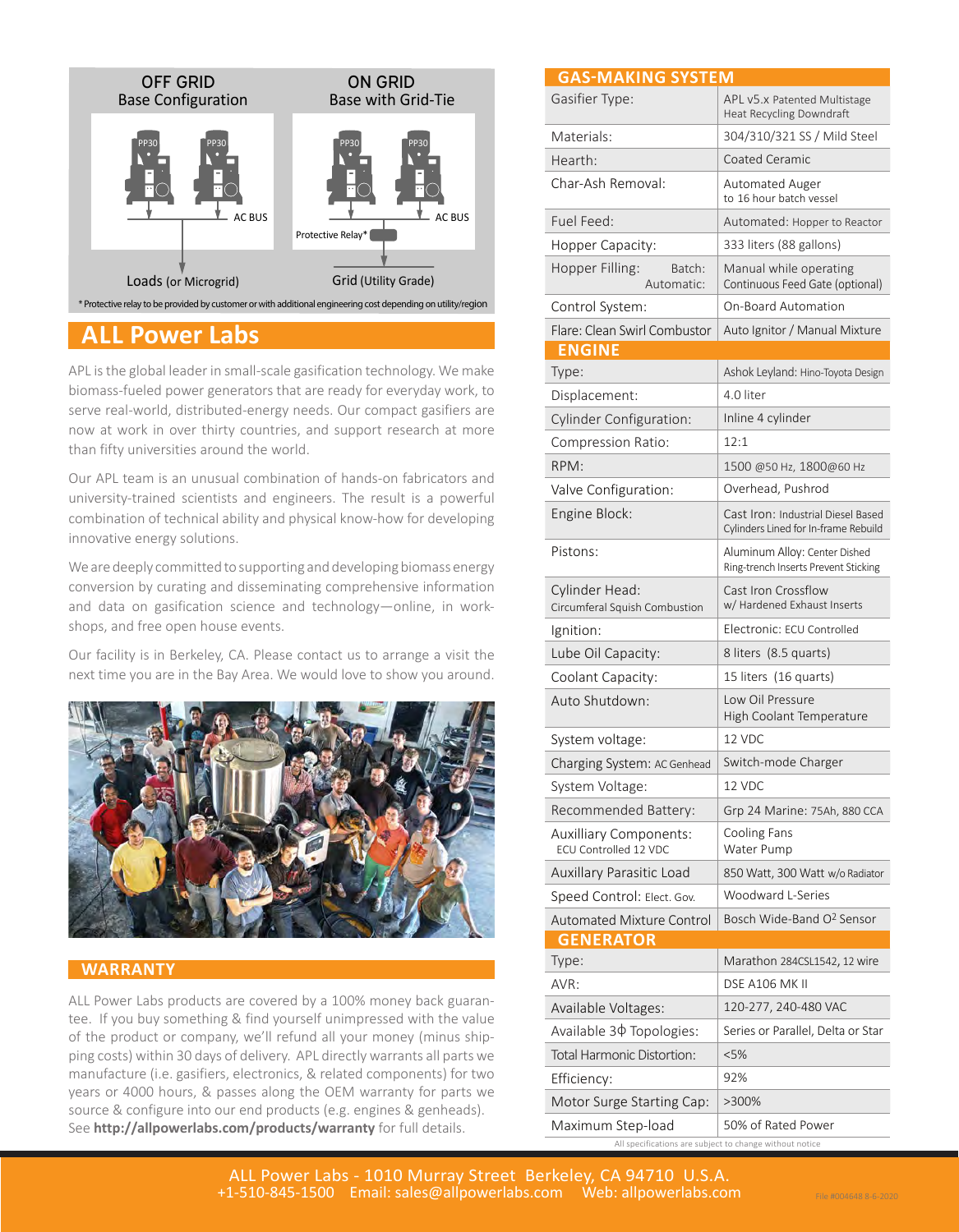OFF GRID
Base Configuration

PP30 PP30

AC BUS

Loads (or Microgrid)

ON GRID
Base with Grid-Tie

PP30 PP30

AC BUS

Protective Relay*

Grid (Utility Grade)

* Protective relay to be provided by customer or with additional engineering cost depending on utility/region

## ALL Power Labs

APL is the global leader in small-scale gasification technology. We make biomass-fueled power generators that are ready for everyday work, to serve real-world, distributed-energy needs. Our compact gasifiers are now at work in over thirty countries, and support research at more than fifty universities around the world.

Our APL team is an unusual combination of hands-on fabricators and university-trained scientists and engineers. The result is a powerful combination of technical ability and physical know-how for developing innovative energy solutions.

We are deeply committed to supporting and developing biomass energy conversion by curating and disseminating comprehensive information and data on gasification science and technology—online, in workshops, and free open house events.

Our facility is in Berkeley, CA. Please contact us to arrange a visit the next time you are in the Bay Area. We would love to show you around.

## WARRANTY

ALL Power Labs products are covered by a 100% money back guarantee. If you buy something & find yourself unimpressed with the value of the product or company, we'll refund all your money (minus shipping costs) within 30 days of delivery. APL directly warrants all parts we manufacture (i.e. gasifiers, electronics, & related components) for two years or 4000 hours, & passes along the OEM warranty for parts we source & configure into our end products (e.g. engines & genheads). See **http://allpowerlabs.com/products/warranty** for full details.

| | |
|---|---|
| **GAS-MAKING SYSTEM** | |
| Gasifier Type: | APL v5.x Patented Multistage Heat Recycling Downdraft |
| Materials: | 304/310/321 SS / Mild Steel |
| Hearth: | Coated Ceramic |
| Char-Ash Removal: | Automated Auger to 16 hour batch vessel |
| Fuel Feed: | Automated: Hopper to Reactor |
| Hopper Capacity: | 333 liters (88 gallons) |
| Hopper Filling: Batch: / Automatic: | Manual while operating / Continuous Feed Gate (optional) |
| Control System: | On-Board Automation |
| Flare: Clean Swirl Combustor | Auto Ignitor / Manual Mixture |
| **ENGINE** | |
| Type: | Ashok Leyland: Hino-Toyota Design |
| Displacement: | 4.0 liter |
| Cylinder Configuration: | Inline 4 cylinder |
| Compression Ratio: | 12:1 |
| RPM: | 1500 @50 Hz, 1800@60 Hz |
| Valve Configuration: | Overhead, Pushrod |
| Engine Block: | Cast Iron: Industrial Diesel Based Cylinders Lined for In-frame Rebuild |
| Pistons: | Aluminum Alloy: Center Dished Ring-trench Inserts Prevent Sticking |
| Cylinder Head: Circumferal Squish Combustion | Cast Iron Crossflow w/ Hardened Exhaust Inserts |
| Ignition: | Electronic: ECU Controlled |
| Lube Oil Capacity: | 8 liters (8.5 quarts) |
| Coolant Capacity: | 15 liters (16 quarts) |
| Auto Shutdown: | Low Oil Pressure / High Coolant Temperature |
| System voltage: | 12 VDC |
| Charging System: AC Genhead | Switch-mode Charger |
| System Voltage: | 12 VDC |
| Recommended Battery: | Grp 24 Marine: 75Ah, 880 CCA |
| Auxilliary Components: ECU Controlled 12 VDC | Cooling Fans / Water Pump |
| Auxillary Parasitic Load | 850 Watt, 300 Watt w/o Radiator |
| Speed Control: Elect. Gov. | Woodward L-Series |
| Automated Mixture Control | Bosch Wide-Band $O^2$ Sensor |
| **GENERATOR** | |
| Type: | Marathon 284CSL1542, 12 wire |
| AVR: | DSE A106 MK II |
| Available Voltages: | 120-277, 240-480 VAC |
| Available 3Φ Topologies: | Series or Parallel, Delta or Star |
| Total Harmonic Distortion: | <5% |
| Efficiency: | 92% |
| Motor Surge Starting Cap: | >300% |
| Maximum Step-load | 50% of Rated Power |

All specifications are subject to change without notice

ALL Power Labs - 1010 Murray Street Berkeley, CA 94710 U.S.A.
+1-510-845-1500 Email: sales@allpowerlabs.com Web: allpowerlabs.com

File #004648 8-6-2020